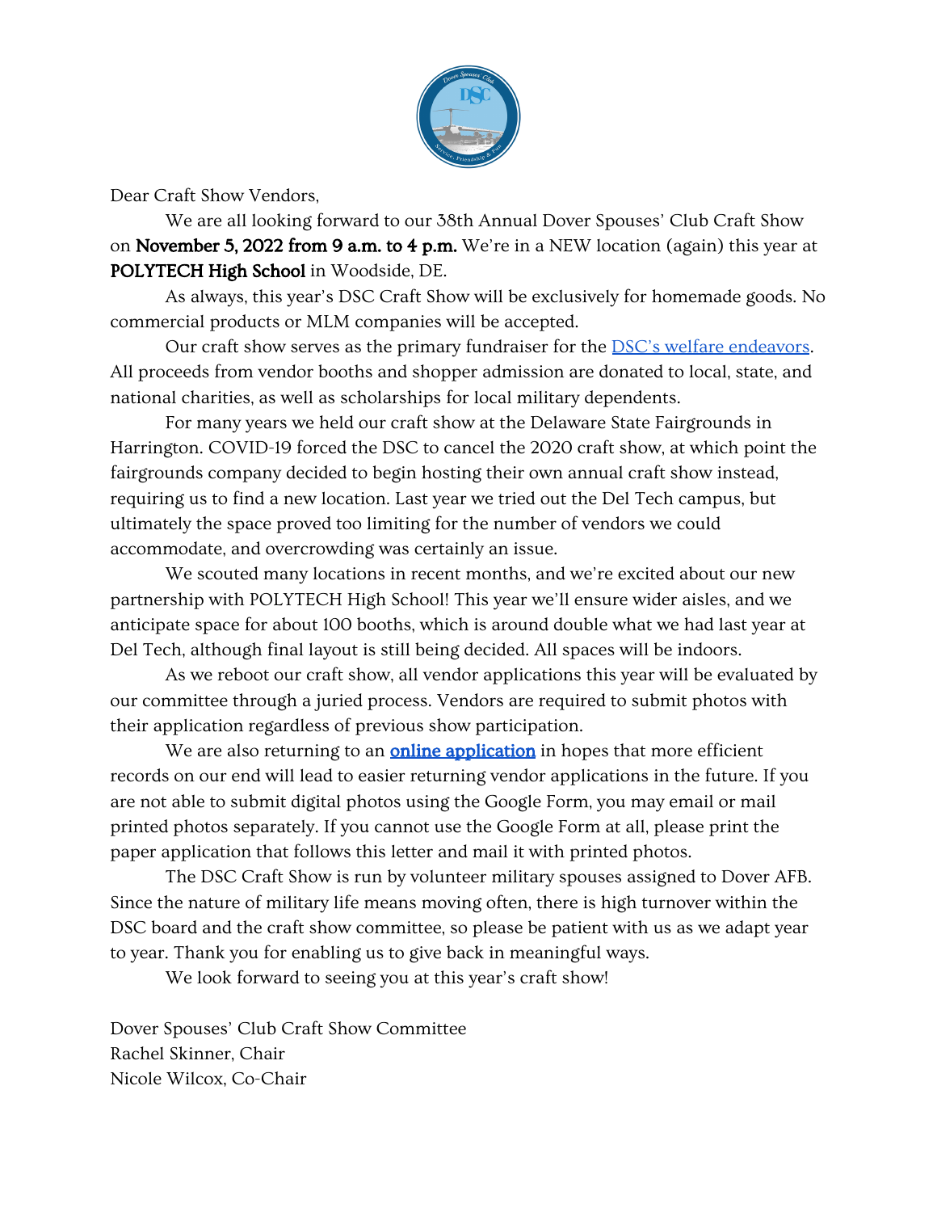Dear Craft Show Vendors,

We are all looking forward to our 38th Annual Dover Spouses' Club Craft Show on **November 5, 2022 from 9 a.m. to 4 p.m.** We're in a NEW location (again) this year at **POLYTECH High School** in Woodside, DE.

As always, this year's DSC Craft Show will be exclusively for homemade goods. No commercial products or MLM companies will be accepted.

Our craft show serves as the primary fundraiser for the DSC's welfare endeavors. All proceeds from vendor booths and shopper admission are donated to local, state, and national charities, as well as scholarships for local military dependents.

For many years we held our craft show at the Delaware State Fairgrounds in Harrington. COVID-19 forced the DSC to cancel the 2020 craft show, at which point the fairgrounds company decided to begin hosting their own annual craft show instead, requiring us to find a new location. Last year we tried out the Del Tech campus, but ultimately the space proved too limiting for the number of vendors we could accommodate, and overcrowding was certainly an issue.

We scouted many locations in recent months, and we're excited about our new partnership with POLYTECH High School! This year we'll ensure wider aisles, and we anticipate space for about 100 booths, which is around double what we had last year at Del Tech, although final layout is still being decided. All spaces will be indoors.

As we reboot our craft show, all vendor applications this year will be evaluated by our committee through a juried process. Vendors are required to submit photos with their application regardless of previous show participation.

We are also returning to an **online application** in hopes that more efficient records on our end will lead to easier returning vendor applications in the future. If you are not able to submit digital photos using the Google Form, you may email or mail printed photos separately. If you cannot use the Google Form at all, please print the paper application that follows this letter and mail it with printed photos.

The DSC Craft Show is run by volunteer military spouses assigned to Dover AFB. Since the nature of military life means moving often, there is high turnover within the DSC board and the craft show committee, so please be patient with us as we adapt year to year. Thank you for enabling us to give back in meaningful ways.

We look forward to seeing you at this year's craft show!

Dover Spouses' Club Craft Show Committee
Rachel Skinner, Chair
Nicole Wilcox, Co-Chair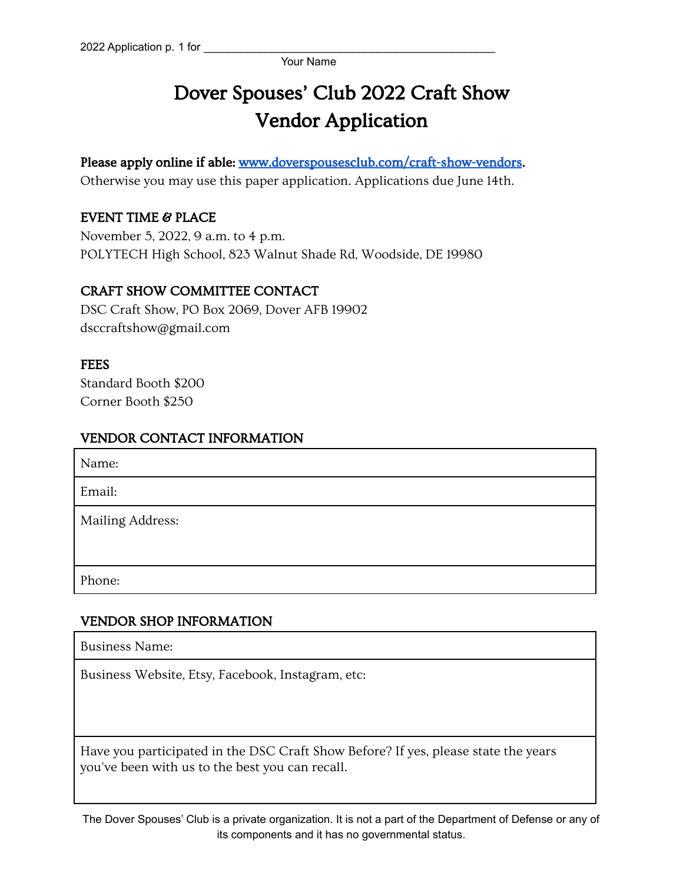2022 Application p. 1 for ______________________________________________
Your Name

# Dover Spouses' Club 2022 Craft Show Vendor Application

**Please apply online if able: [www.doverspousesclub.com/craft-show-vendors](http://www.doverspousesclub.com/craft-show-vendors).**
Otherwise you may use this paper application. Applications due June 14th.

## EVENT TIME & PLACE

November 5, 2022, 9 a.m. to 4 p.m.
POLYTECH High School, 823 Walnut Shade Rd, Woodside, DE 19980

## CRAFT SHOW COMMITTEE CONTACT

DSC Craft Show, PO Box 2069, Dover AFB 19902
dsccraftshow@gmail.com

## FEES

Standard Booth $200
Corner Booth $250

## VENDOR CONTACT INFORMATION

| Name: |
|---|
| Email: |
| Mailing Address: |
| Phone: |

## VENDOR SHOP INFORMATION

| Business Name: |
|---|
| Business Website, Etsy, Facebook, Instagram, etc: |
| Have you participated in the DSC Craft Show Before? If yes, please state the years you've been with us to the best you can recall. |

The Dover Spouses' Club is a private organization. It is not a part of the Department of Defense or any of its components and it has no governmental status.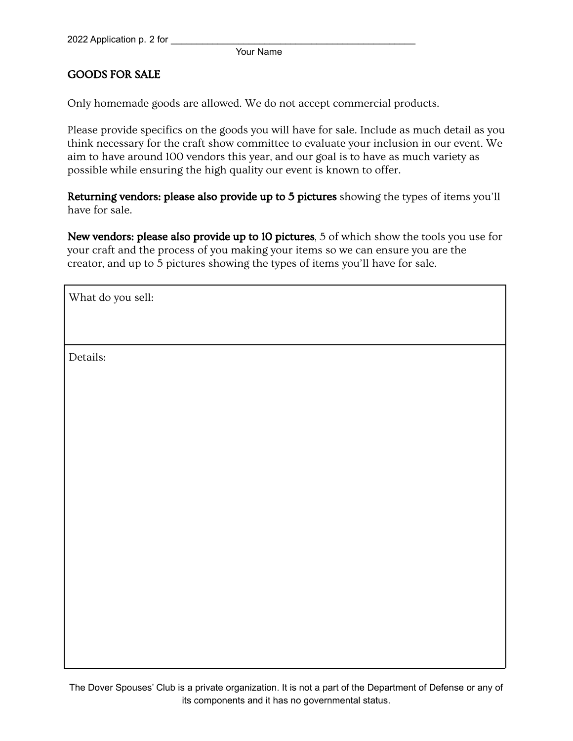2022 Application p. 2 for ______________________________________________

Your Name

## GOODS FOR SALE

Only homemade goods are allowed. We do not accept commercial products.

Please provide specifics on the goods you will have for sale. Include as much detail as you think necessary for the craft show committee to evaluate your inclusion in our event. We aim to have around 100 vendors this year, and our goal is to have as much variety as possible while ensuring the high quality our event is known to offer.

**Returning vendors: please also provide up to 5 pictures** showing the types of items you'll have for sale.

**New vendors: please also provide up to 10 pictures**, 5 of which show the tools you use for your craft and the process of you making your items so we can ensure you are the creator, and up to 5 pictures showing the types of items you'll have for sale.

| What do you sell: |
| --- |
| Details: |

The Dover Spouses' Club is a private organization. It is not a part of the Department of Defense or any of its components and it has no governmental status.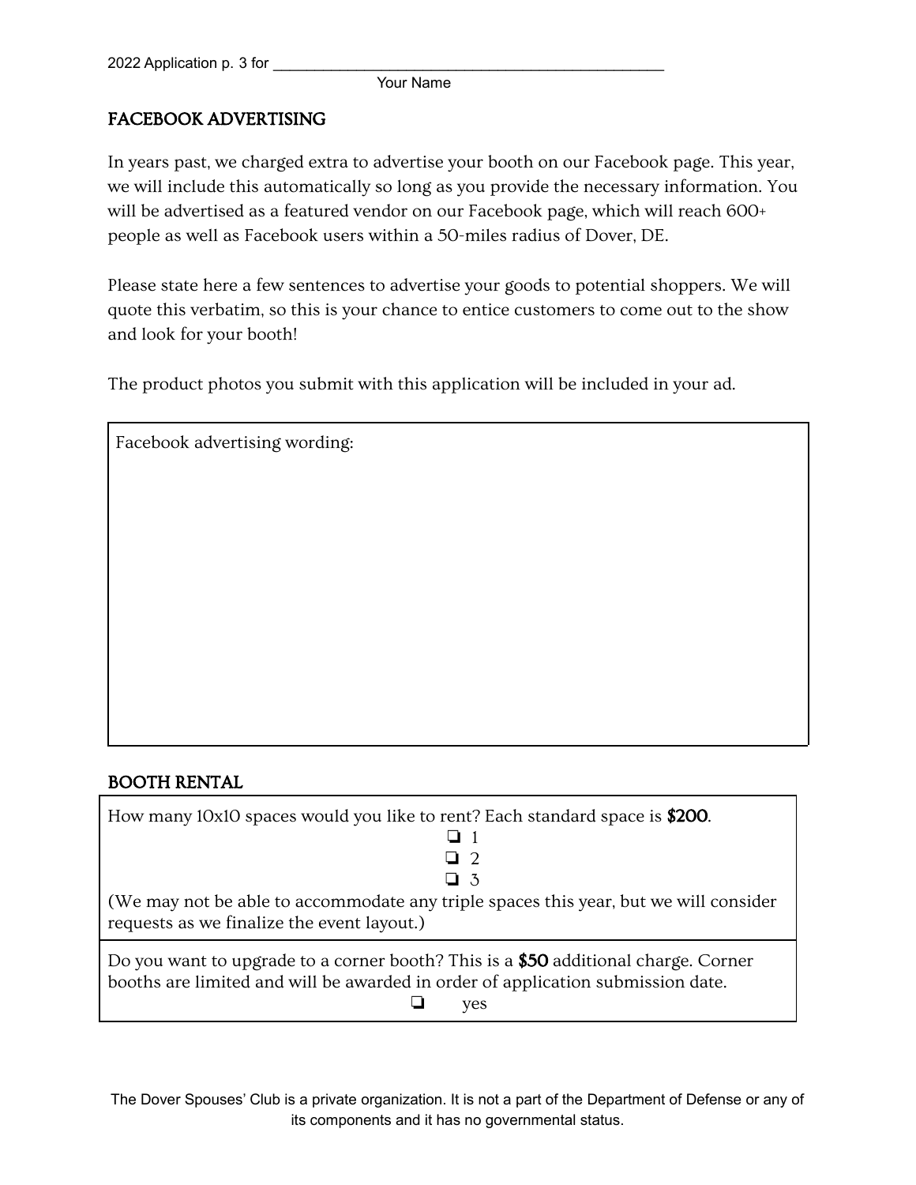2022 Application p. 3 for ______________________________________________

Your Name

## FACEBOOK ADVERTISING

In years past, we charged extra to advertise your booth on our Facebook page. This year, we will include this automatically so long as you provide the necessary information. You will be advertised as a featured vendor on our Facebook page, which will reach 600+ people as well as Facebook users within a 50-miles radius of Dover, DE.

Please state here a few sentences to advertise your goods to potential shoppers. We will quote this verbatim, so this is your chance to entice customers to come out to the show and look for your booth!

The product photos you submit with this application will be included in your ad.

| Facebook advertising wording: |
|---|
| |

## BOOTH RENTAL

| |
|---|
| How many 10x10 spaces would you like to rent? Each standard space is **$200**.<br>❏ 1<br>❏ 2<br>❏ 3<br>(We may not be able to accommodate any triple spaces this year, but we will consider requests as we finalize the event layout.) |
| Do you want to upgrade to a corner booth? This is a **$50** additional charge. Corner booths are limited and will be awarded in order of application submission date.<br>❏ yes |

The Dover Spouses' Club is a private organization. It is not a part of the Department of Defense or any of its components and it has no governmental status.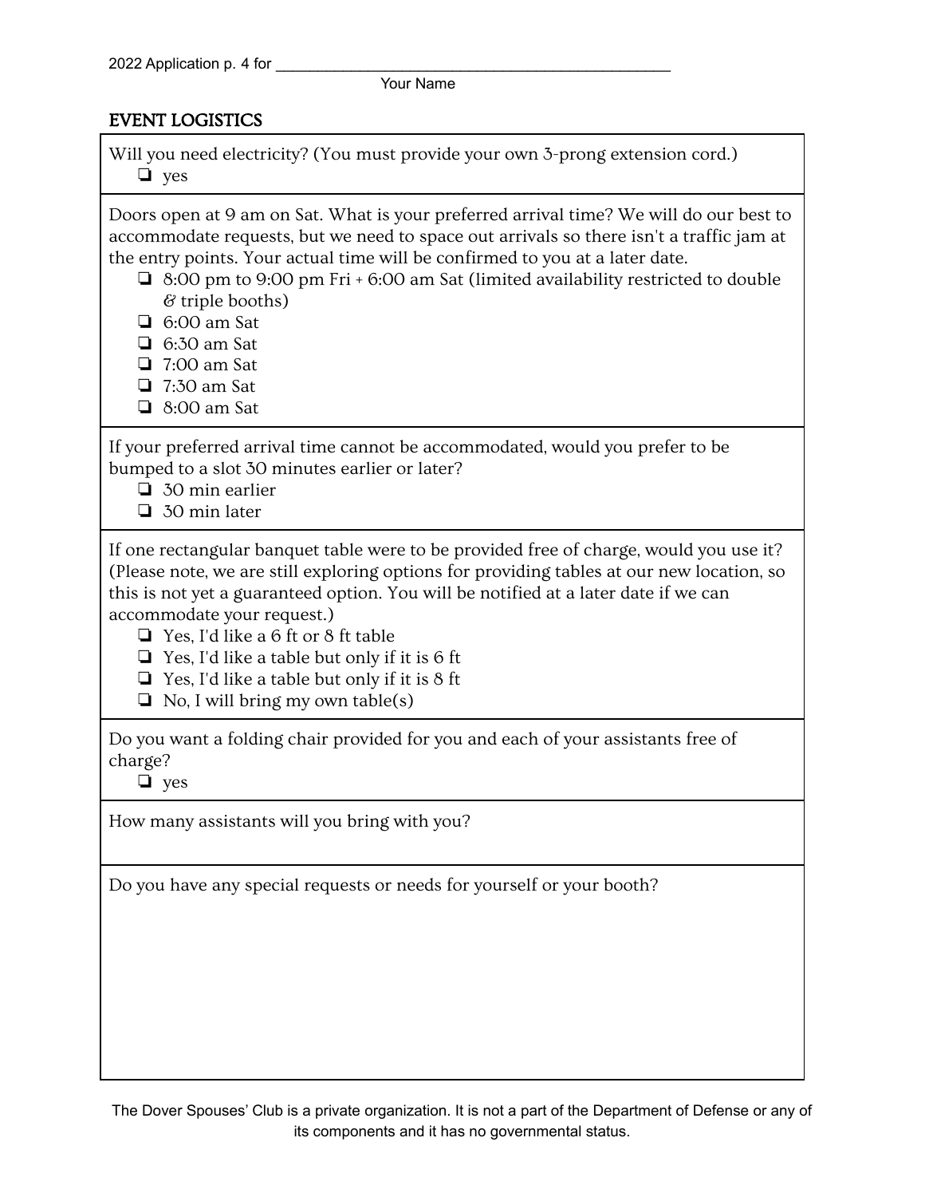2022 Application p. 4 for ______________________________________________
Your Name

## EVENT LOGISTICS

Will you need electricity? (You must provide your own 3-prong extension cord.)

- ❏ yes

Doors open at 9 am on Sat. What is your preferred arrival time? We will do our best to accommodate requests, but we need to space out arrivals so there isn't a traffic jam at the entry points. Your actual time will be confirmed to you at a later date.

- ❏ 8:00 pm to 9:00 pm Fri + 6:00 am Sat (limited availability restricted to double & triple booths)
- ❏ 6:00 am Sat
- ❏ 6:30 am Sat
- ❏ 7:00 am Sat
- ❏ 7:30 am Sat
- ❏ 8:00 am Sat

If your preferred arrival time cannot be accommodated, would you prefer to be bumped to a slot 30 minutes earlier or later?

- ❏ 30 min earlier
- ❏ 30 min later

If one rectangular banquet table were to be provided free of charge, would you use it? (Please note, we are still exploring options for providing tables at our new location, so this is not yet a guaranteed option. You will be notified at a later date if we can accommodate your request.)

- ❏ Yes, I'd like a 6 ft or 8 ft table
- ❏ Yes, I'd like a table but only if it is 6 ft
- ❏ Yes, I'd like a table but only if it is 8 ft
- ❏ No, I will bring my own table(s)

Do you want a folding chair provided for you and each of your assistants free of charge?

- ❏ yes

How many assistants will you bring with you?

Do you have any special requests or needs for yourself or your booth?

The Dover Spouses' Club is a private organization. It is not a part of the Department of Defense or any of its components and it has no governmental status.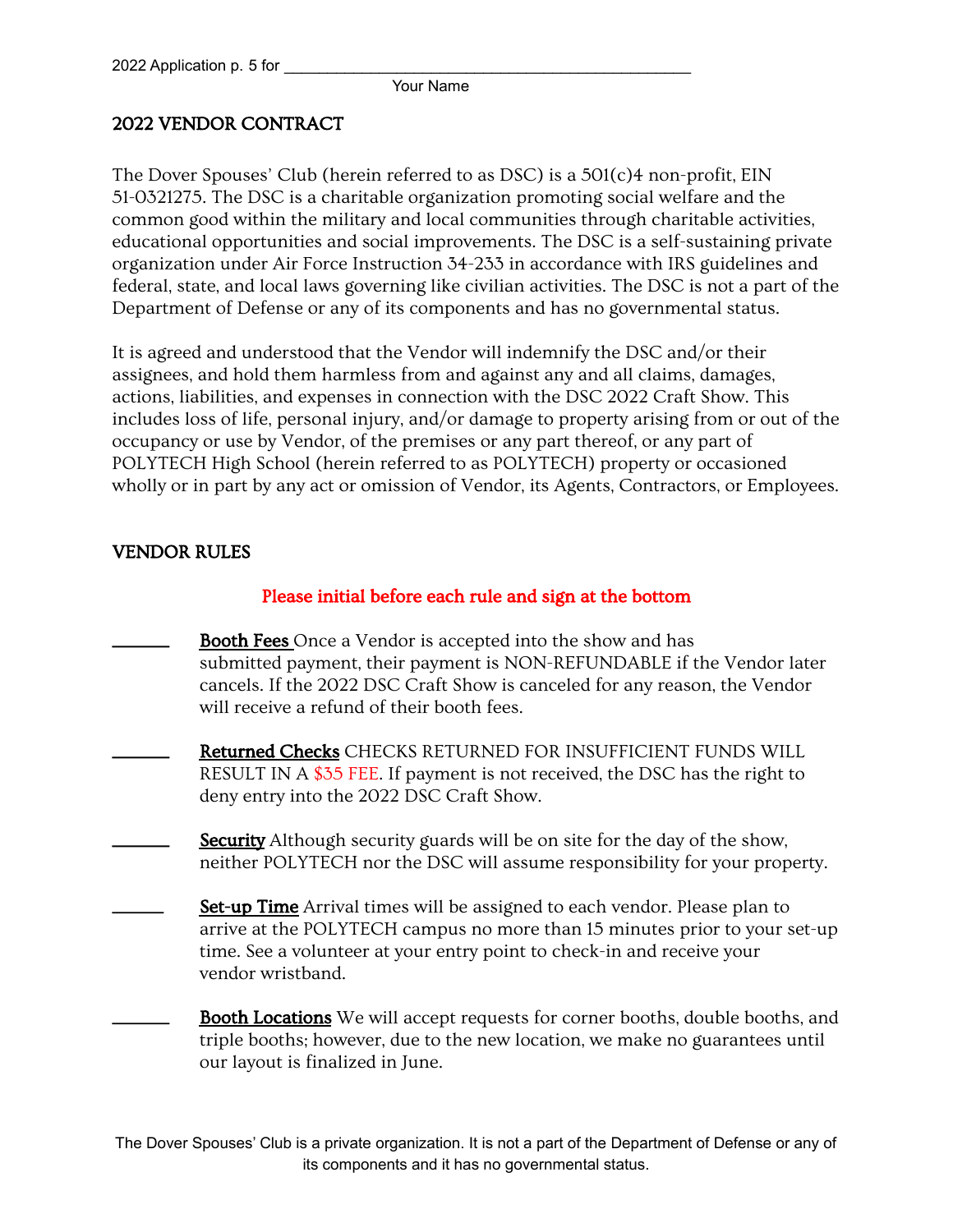2022 Application p. 5 for ________________________________________________
Your Name

## 2022 VENDOR CONTRACT

The Dover Spouses' Club (herein referred to as DSC) is a 501(c)4 non-profit, EIN 51-0321275. The DSC is a charitable organization promoting social welfare and the common good within the military and local communities through charitable activities, educational opportunities and social improvements. The DSC is a self-sustaining private organization under Air Force Instruction 34-233 in accordance with IRS guidelines and federal, state, and local laws governing like civilian activities. The DSC is not a part of the Department of Defense or any of its components and has no governmental status.

It is agreed and understood that the Vendor will indemnify the DSC and/or their assignees, and hold them harmless from and against any and all claims, damages, actions, liabilities, and expenses in connection with the DSC 2022 Craft Show. This includes loss of life, personal injury, and/or damage to property arising from or out of the occupancy or use by Vendor, of the premises or any part thereof, or any part of POLYTECH High School (herein referred to as POLYTECH) property or occasioned wholly or in part by any act or omission of Vendor, its Agents, Contractors, or Employees.

## VENDOR RULES

**Please initial before each rule and sign at the bottom**

_______ **Booth Fees** Once a Vendor is accepted into the show and has submitted payment, their payment is NON-REFUNDABLE if the Vendor later cancels. If the 2022 DSC Craft Show is canceled for any reason, the Vendor will receive a refund of their booth fees.

_______ **Returned Checks** CHECKS RETURNED FOR INSUFFICIENT FUNDS WILL RESULT IN A $35 FEE. If payment is not received, the DSC has the right to deny entry into the 2022 DSC Craft Show.

_______ **Security** Although security guards will be on site for the day of the show, neither POLYTECH nor the DSC will assume responsibility for your property.

_______ **Set-up Time** Arrival times will be assigned to each vendor. Please plan to arrive at the POLYTECH campus no more than 15 minutes prior to your set-up time. See a volunteer at your entry point to check-in and receive your vendor wristband.

_______ **Booth Locations** We will accept requests for corner booths, double booths, and triple booths; however, due to the new location, we make no guarantees until our layout is finalized in June.

The Dover Spouses' Club is a private organization. It is not a part of the Department of Defense or any of its components and it has no governmental status.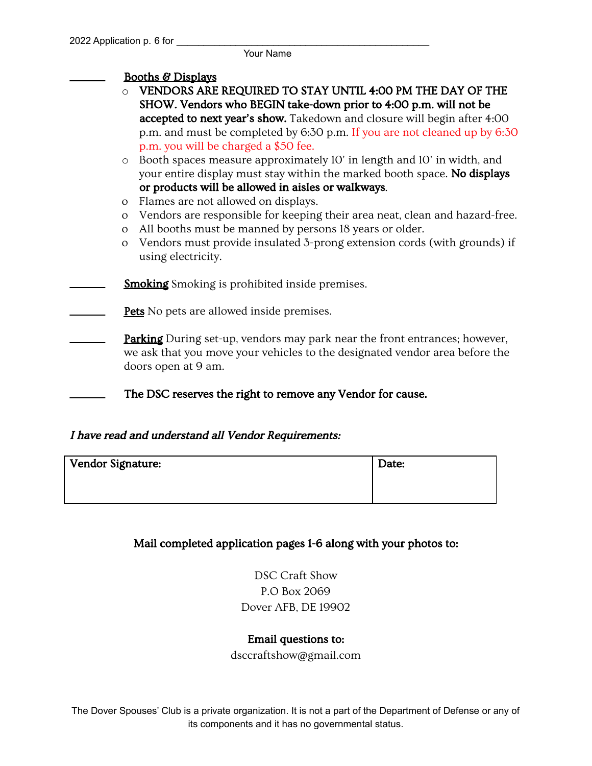2022 Application p. 6 for ______________________________________________
Your Name

______ <u>Booths & Displays</u>

- **VENDORS ARE REQUIRED TO STAY UNTIL 4:00 PM THE DAY OF THE SHOW. Vendors who BEGIN take-down prior to 4:00 p.m. will not be accepted to next year's show.** Takedown and closure will begin after 4:00 p.m. and must be completed by 6:30 p.m. If you are not cleaned up by 6:30 p.m. you will be charged a $50 fee.
- Booth spaces measure approximately 10' in length and 10' in width, and your entire display must stay within the marked booth space. **No displays or products will be allowed in aisles or walkways**.
- Flames are not allowed on displays.
- Vendors are responsible for keeping their area neat, clean and hazard-free.
- All booths must be manned by persons 18 years or older.
- Vendors must provide insulated 3-prong extension cords (with grounds) if using electricity.

______ **<u>Smoking</u>** Smoking is prohibited inside premises.

______ **<u>Pets</u>** No pets are allowed inside premises.

______ **<u>Parking</u>** During set-up, vendors may park near the front entrances; however, we ask that you move your vehicles to the designated vendor area before the doors open at 9 am.

______ **The DSC reserves the right to remove any Vendor for cause.**

***I have read and understand all Vendor Requirements:***

| Vendor Signature: | Date: |
| --- | --- |
| | |

**Mail completed application pages 1-6 along with your photos to:**

DSC Craft Show
P.O Box 2069
Dover AFB, DE 19902

**Email questions to:**
dsccraftshow@gmail.com

The Dover Spouses' Club is a private organization. It is not a part of the Department of Defense or any of its components and it has no governmental status.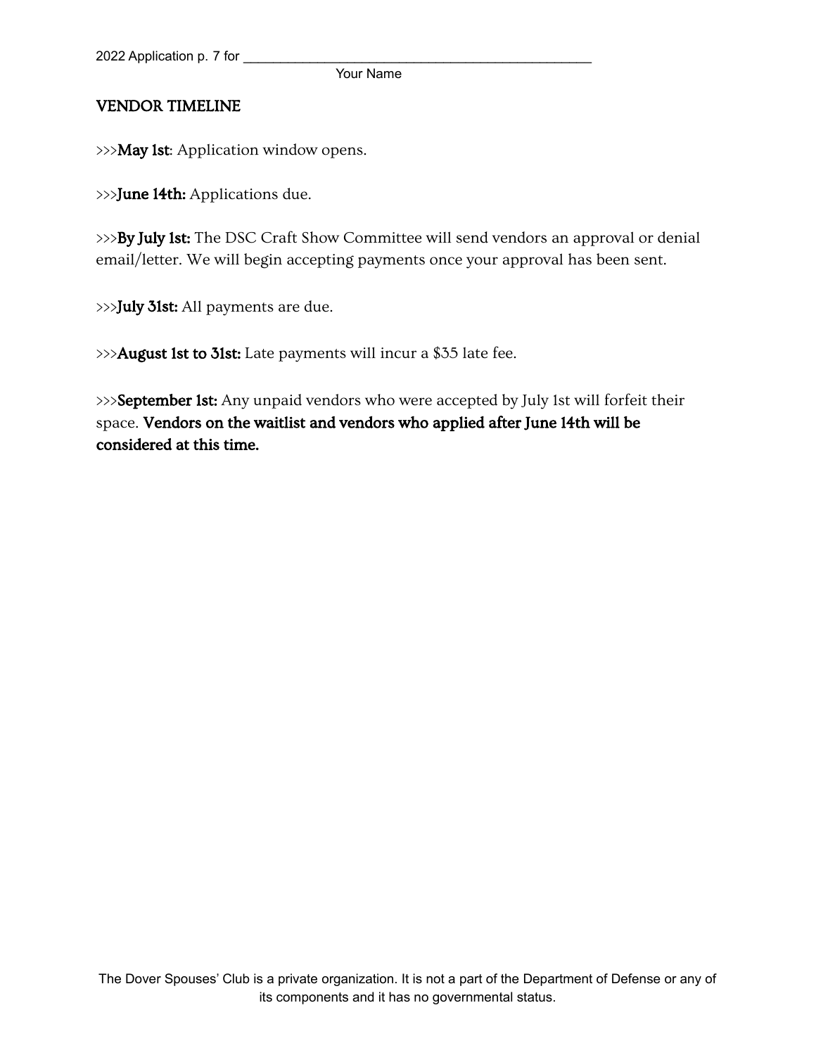2022 Application p. 7 for ________________________________________________
Your Name

## VENDOR TIMELINE

>>>**May 1st**: Application window opens.

>>>**June 14th:** Applications due.

>>>**By July 1st:** The DSC Craft Show Committee will send vendors an approval or denial email/letter. We will begin accepting payments once your approval has been sent.

>>>**July 31st:** All payments are due.

>>>**August 1st to 31st:** Late payments will incur a $35 late fee.

>>>**September 1st:** Any unpaid vendors who were accepted by July 1st will forfeit their space. **Vendors on the waitlist and vendors who applied after June 14th will be considered at this time.**

The Dover Spouses' Club is a private organization. It is not a part of the Department of Defense or any of its components and it has no governmental status.